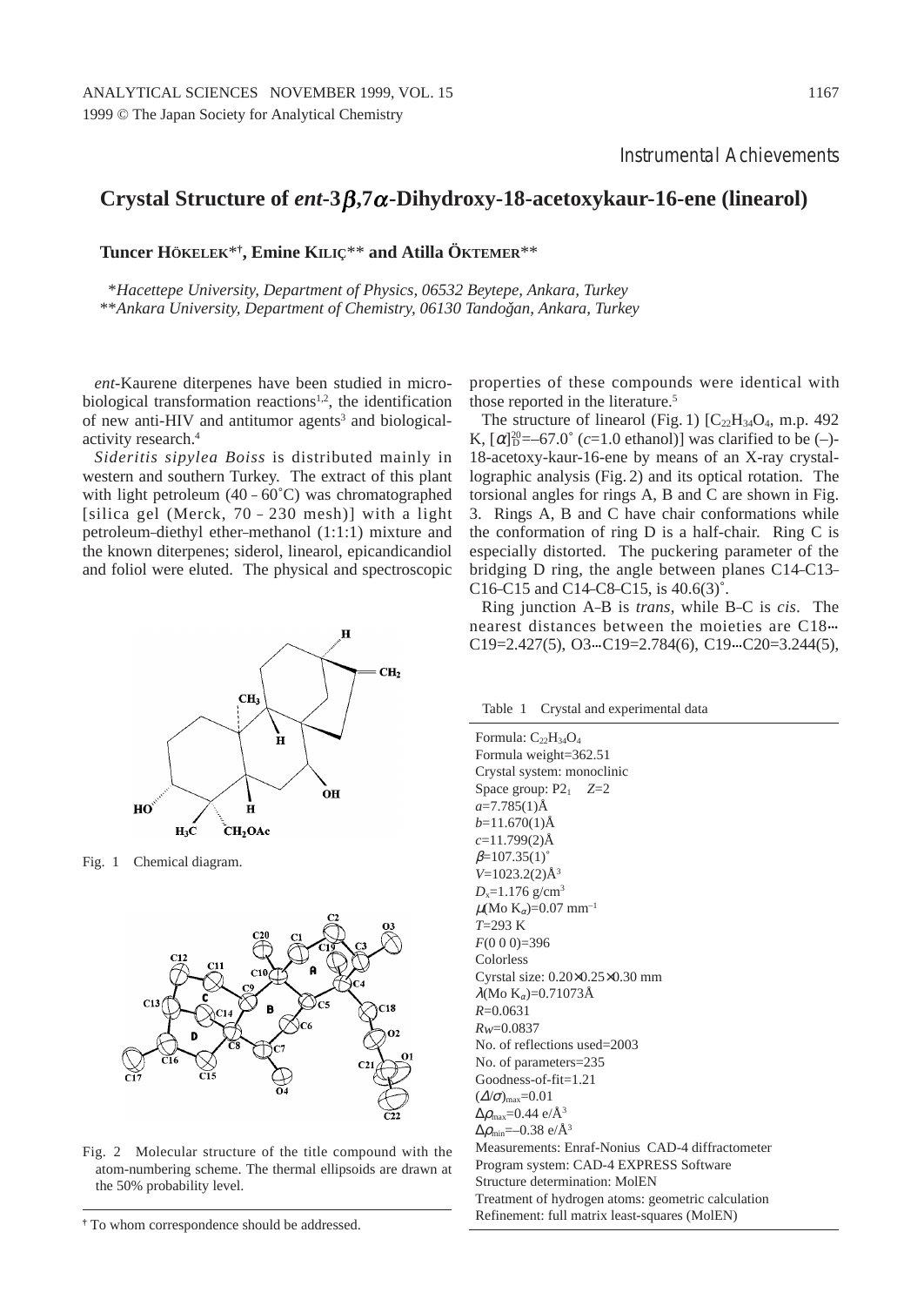Instrumental Achievements

# Crystal Structure of *ent*-3$\beta$,7$\alpha$-Dihydroxy-18-acetoxykaur-16-ene (linearol)

**Tuncer HÖKELEK*†, Emine KILIÇ** and Atilla ÖKTEMER****

*\*Hacettepe University, Department of Physics, 06532 Beytepe, Ankara, Turkey*
*\*\*Ankara University, Department of Chemistry, 06130 Tandoğan, Ankara, Turkey*

*ent*-Kaurene diterpenes have been studied in microbiological transformation reactions[1,2], the identification of new anti-HIV and antitumor agents[3] and biological-activity research.[4]

*Sideritis sipylea Boiss* is distributed mainly in western and southern Turkey. The extract of this plant with light petroleum (40 – 60˚C) was chromatographed [silica gel (Merck, 70 – 230 mesh)] with a light petroleum–diethyl ether–methanol (1:1:1) mixture and the known diterpenes; siderol, linearol, epicandicandiol and foliol were eluted. The physical and spectroscopic properties of these compounds were identical with those reported in the literature.[5]

The structure of linearol (Fig. 1) [$C_{22}H_{34}O_4$, m.p. 492 K, $[\alpha]_D^{20}$=–67.0˚ (*c*=1.0 ethanol)] was clarified to be (–)-18-acetoxy-kaur-16-ene by means of an X-ray crystallographic analysis (Fig. 2) and its optical rotation. The torsional angles for rings A, B and C are shown in Fig. 3. Rings A, B and C have chair conformations while the conformation of ring D is a half-chair. Ring C is especially distorted. The puckering parameter of the bridging D ring, the angle between planes C14–C13–C16–C15 and C14–C8–C15, is 40.6(3)˚.

Ring junction A–B is *trans*, while B–C is *cis*. The nearest distances between the moieties are C18···C19=2.427(5), O3···C19=2.784(6), C19···C20=3.244(5),

Fig. 1 Chemical diagram.

Fig. 2 Molecular structure of the title compound with the atom-numbering scheme. The thermal ellipsoids are drawn at the 50% probability level.

Table 1 Crystal and experimental data

| |
|---|
| Formula: $C_{22}H_{34}O_4$ |
| Formula weight=362.51 |
| Crystal system: monoclinic |
| Space group: $P2_1$ $Z$=2 |
| $a$=7.785(1)Å |
| $b$=11.670(1)Å |
| $c$=11.799(2)Å |
| $\beta$=107.35(1)˚ |
| $V$=1023.2(2)Å$^3$ |
| $D_x$=1.176 g/cm$^3$ |
| $\mu$(Mo $K_\alpha$)=0.07 mm$^{-1}$ |
| $T$=293 K |
| $F$(0 0 0)=396 |
| Colorless |
| Cyrstal size: 0.20×0.25×0.30 mm |
| $\lambda$(Mo $K_\alpha$)=0.71073Å |
| $R$=0.0631 |
| $Rw$=0.0837 |
| No. of reflections used=2003 |
| No. of parameters=235 |
| Goodness-of-fit=1.21 |
| $(\Delta/\sigma)_{max}$=0.01 |
| $\Delta\rho_{max}$=0.44 e/Å$^3$ |
| $\Delta\rho_{min}$=–0.38 e/Å$^3$ |
| Measurements: Enraf-Nonius CAD-4 diffractometer |
| Program system: CAD-4 EXPRESS Software |
| Structure determination: MolEN |
| Treatment of hydrogen atoms: geometric calculation |
| Refinement: full matrix least-squares (MolEN) |

† To whom correspondence should be addressed.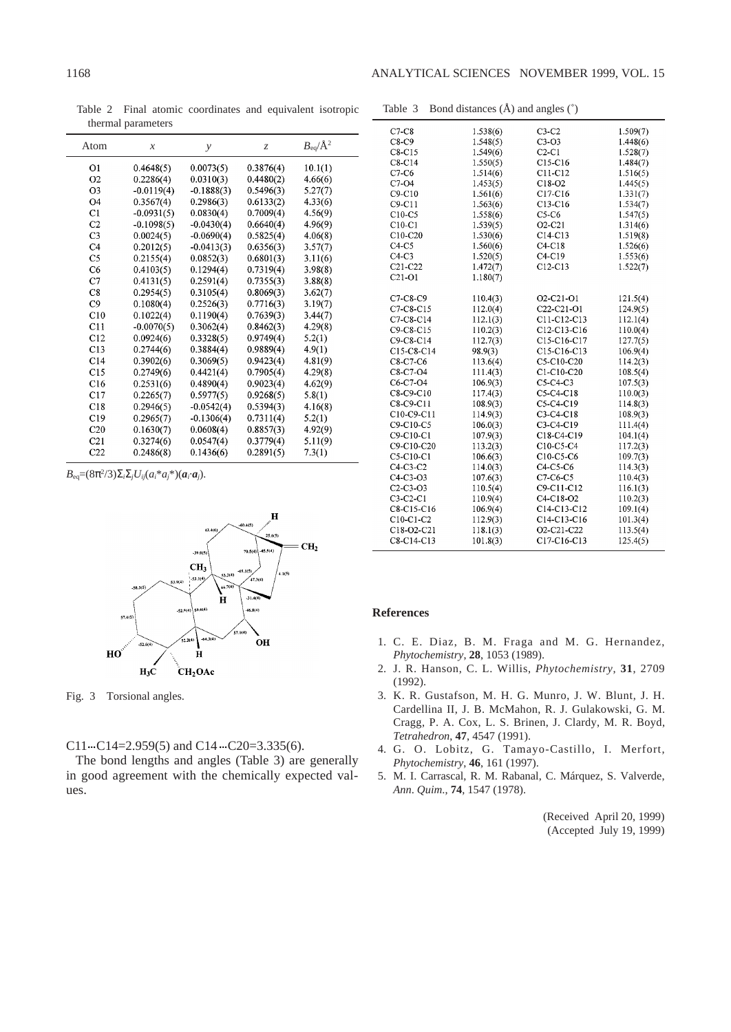Table 2 Final atomic coordinates and equivalent isotropic thermal parameters

| Atom | $x$ | $y$ | $z$ | $B_{eq}/Å^2$ |
|---|---|---|---|---|
| O1 | 0.4648(5) | 0.0073(5) | 0.3876(4) | 10.1(1) |
| O2 | 0.2286(4) | 0.0310(3) | 0.4480(2) | 4.66(6) |
| O3 | -0.0119(4) | -0.1888(3) | 0.5496(3) | 5.27(7) |
| O4 | 0.3567(4) | 0.2986(3) | 0.6133(2) | 4.33(6) |
| C1 | -0.0931(5) | 0.0830(4) | 0.7009(4) | 4.56(9) |
| C2 | -0.1098(5) | -0.0430(4) | 0.6640(4) | 4.96(9) |
| C3 | 0.0024(5) | -0.0690(4) | 0.5825(4) | 4.06(8) |
| C4 | 0.2012(5) | -0.0413(3) | 0.6356(3) | 3.57(7) |
| C5 | 0.2155(4) | 0.0852(3) | 0.6801(3) | 3.11(6) |
| C6 | 0.4103(5) | 0.1294(4) | 0.7319(4) | 3.98(8) |
| C7 | 0.4131(5) | 0.2591(4) | 0.7355(3) | 3.88(8) |
| C8 | 0.2954(5) | 0.3105(4) | 0.8069(3) | 3.62(7) |
| C9 | 0.1080(4) | 0.2526(3) | 0.7716(3) | 3.19(7) |
| C10 | 0.1022(4) | 0.1190(4) | 0.7639(3) | 3.44(7) |
| C11 | -0.0070(5) | 0.3062(4) | 0.8462(3) | 4.29(8) |
| C12 | 0.0924(6) | 0.3328(5) | 0.9749(4) | 5.2(1) |
| C13 | 0.2744(6) | 0.3884(4) | 0.9889(4) | 4.9(1) |
| C14 | 0.3902(6) | 0.3069(5) | 0.9423(4) | 4.81(9) |
| C15 | 0.2749(6) | 0.4421(4) | 0.7905(4) | 4.29(8) |
| C16 | 0.2531(6) | 0.4890(4) | 0.9023(4) | 4.62(9) |
| C17 | 0.2265(7) | 0.5977(5) | 0.9268(5) | 5.8(1) |
| C18 | 0.2946(5) | -0.0542(4) | 0.5394(3) | 4.16(8) |
| C19 | 0.2965(7) | -0.1306(4) | 0.7311(4) | 5.2(1) |
| C20 | 0.1630(7) | 0.0608(4) | 0.8857(3) | 4.92(9) |
| C21 | 0.3274(6) | 0.0547(4) | 0.3779(4) | 5.11(9) |
| C22 | 0.2486(8) | 0.1436(6) | 0.2891(5) | 7.3(1) |

$B_{eq}=(8\pi^2/3)\Sigma_i\Sigma_j U_{ij}(a_i^* a_j^*)(\boldsymbol{a}_i \cdot \boldsymbol{a}_j)$.

H
-60.4(5)
43.4(6)
25.6(5)
CH2
-39.0(5)
79.5(4)
-45.5(4)
CH3
-65.1(5)
53.9(4)
-53.1(4)
53.2(4)
4.1(5)
47.3(6)
66.7(4)
-58.3(5)
H
-31.4(4)
-52.9(4)
59.6(4)
-46.8(4)
57.4(5)
57.1(4)
52.2(4)
-64.3(4)
OH
-52.0(4)
HO
H
H3C
CH2OAc

Fig. 3 Torsional angles.

C11···C14=2.959(5) and C14···C20=3.335(6).

The bond lengths and angles (Table 3) are generally in good agreement with the chemically expected values.

Table 3 Bond distances (Å) and angles (°)

| | | | |
|---|---|---|---|
| C7-C8 | 1.538(6) | C3-C2 | 1.509(7) |
| C8-C9 | 1.548(5) | C3-O3 | 1.448(6) |
| C8-C15 | 1.549(6) | C2-C1 | 1.528(7) |
| C8-C14 | 1.550(5) | C15-C16 | 1.484(7) |
| C7-C6 | 1.514(6) | C11-C12 | 1.516(5) |
| C7-O4 | 1.453(5) | C18-O2 | 1.445(5) |
| C9-C10 | 1.561(6) | C17-C16 | 1.331(7) |
| C9-C11 | 1.563(6) | C13-C16 | 1.534(7) |
| C10-C5 | 1.558(6) | C5-C6 | 1.547(5) |
| C10-C1 | 1.539(5) | O2-C21 | 1.314(6) |
| C10-C20 | 1.530(6) | C14-C13 | 1.519(8) |
| C4-C5 | 1.560(6) | C4-C18 | 1.526(6) |
| C4-C3 | 1.520(5) | C4-C19 | 1.553(6) |
| C21-C22 | 1.472(7) | C12-C13 | 1.522(7) |
| C21-O1 | 1.180(7) | | |
| C7-C8-C9 | 110.4(3) | O2-C21-O1 | 121.5(4) |
| C7-C8-C15 | 112.0(4) | C22-C21-O1 | 124.9(5) |
| C7-C8-C14 | 112.1(3) | C11-C12-C13 | 112.1(4) |
| C9-C8-C15 | 110.2(3) | C12-C13-C16 | 110.0(4) |
| C9-C8-C14 | 112.7(3) | C15-C16-C17 | 127.7(5) |
| C15-C8-C14 | 98.9(3) | C15-C16-C13 | 106.9(4) |
| C8-C7-C6 | 113.6(4) | C5-C10-C20 | 114.2(3) |
| C8-C7-O4 | 111.4(3) | C1-C10-C20 | 108.5(4) |
| C6-C7-O4 | 106.9(3) | C5-C4-C3 | 107.5(3) |
| C8-C9-C10 | 117.4(3) | C5-C4-C18 | 110.0(3) |
| C8-C9-C11 | 108.9(3) | C5-C4-C19 | 114.8(3) |
| C10-C9-C11 | 114.9(3) | C3-C4-C18 | 108.9(3) |
| C9-C10-C5 | 106.0(3) | C3-C4-C19 | 111.4(4) |
| C9-C10-C1 | 107.9(3) | C18-C4-C19 | 104.1(4) |
| C9-C10-C20 | 113.2(3) | C10-C5-C4 | 117.2(3) |
| C5-C10-C1 | 106.6(3) | C10-C5-C6 | 109.7(3) |
| C4-C3-C2 | 114.0(3) | C4-C5-C6 | 114.3(3) |
| C4-C3-O3 | 107.6(3) | C7-C6-C5 | 110.4(3) |
| C2-C3-O3 | 110.5(4) | C9-C11-C12 | 116.1(3) |
| C3-C2-C1 | 110.9(4) | C4-C18-O2 | 110.2(3) |
| C8-C15-C16 | 106.9(4) | C14-C13-C12 | 109.1(4) |
| C10-C1-C2 | 112.9(3) | C14-C13-C16 | 101.3(4) |
| C18-O2-C21 | 118.1(3) | O2-C21-C22 | 113.5(4) |
| C8-C14-C13 | 101.8(3) | C17-C16-C13 | 125.4(5) |

## References

1. C. E. Diaz, B. M. Fraga and M. G. Hernandez, *Phytochemistry*, **28**, 1053 (1989).
2. J. R. Hanson, C. L. Willis, *Phytochemistry*, **31**, 2709 (1992).
3. K. R. Gustafson, M. H. G. Munro, J. W. Blunt, J. H. Cardellina II, J. B. McMahon, R. J. Gulakowski, G. M. Cragg, P. A. Cox, L. S. Brinen, J. Clardy, M. R. Boyd, *Tetrahedron*, **47**, 4547 (1991).
4. G. O. Lobitz, G. Tamayo-Castillo, I. Merfort, *Phytochemistry*, **46**, 161 (1997).
5. M. I. Carrascal, R. M. Rabanal, C. Márquez, S. Valverde, *Ann. Quim.*, **74**, 1547 (1978).

(Received April 20, 1999)
(Accepted July 19, 1999)